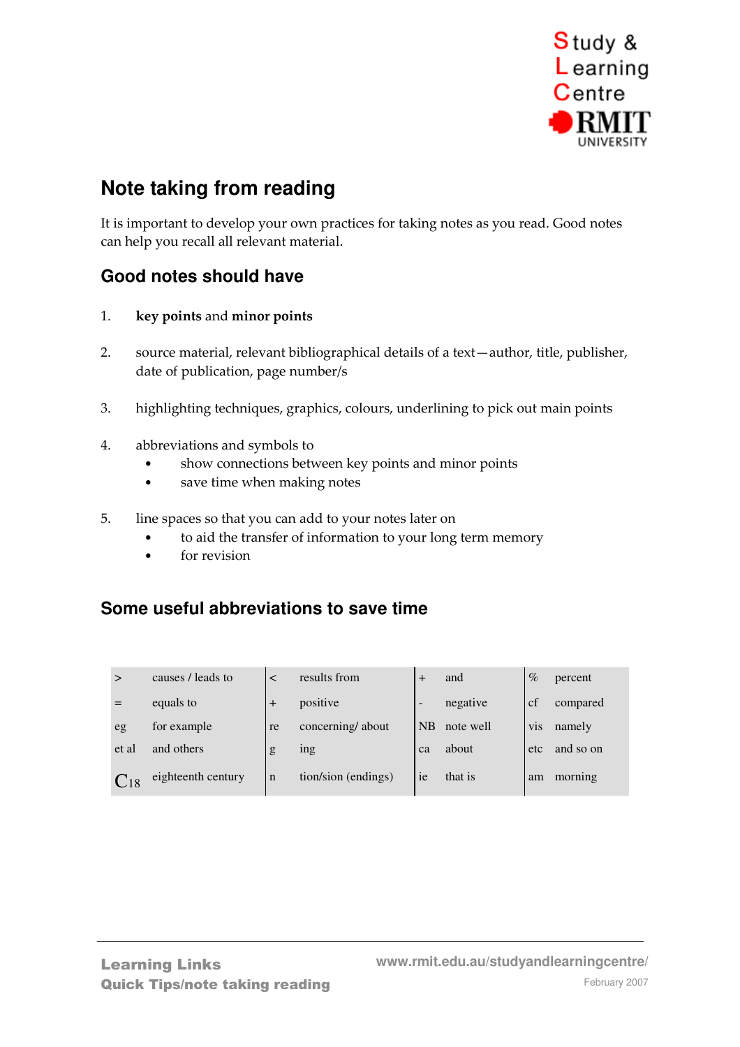Study & Learning Centre
RMIT UNIVERSITY

# Note taking from reading

It is important to develop your own practices for taking notes as you read. Good notes can help you recall all relevant material.

## Good notes should have

1. **key points** and **minor points**

2. source material, relevant bibliographical details of a text—author, title, publisher, date of publication, page number/s

3. highlighting techniques, graphics, colours, underlining to pick out main points

4. abbreviations and symbols to
   - show connections between key points and minor points
   - save time when making notes

5. line spaces so that you can add to your notes later on
   - to aid the transfer of information to your long term memory
   - for revision

## Some useful abbreviations to save time

| | | | | | | | |
|---|---|---|---|---|---|---|---|
| > | causes / leads to | < | results from | + | and | % | percent |
| = | equals to | + | positive | - | negative | cf | compared |
| eg | for example | re | concerning/ about | NB | note well | vis | namely |
| et al | and others | g | ing | ca | about | etc | and so on |
| $C_{18}$ | eighteenth century | n | tion/sion (endings) | ie | that is | am | morning |

Learning Links
Quick Tips/note taking reading

www.rmit.edu.au/studyandlearningcentre/
February 2007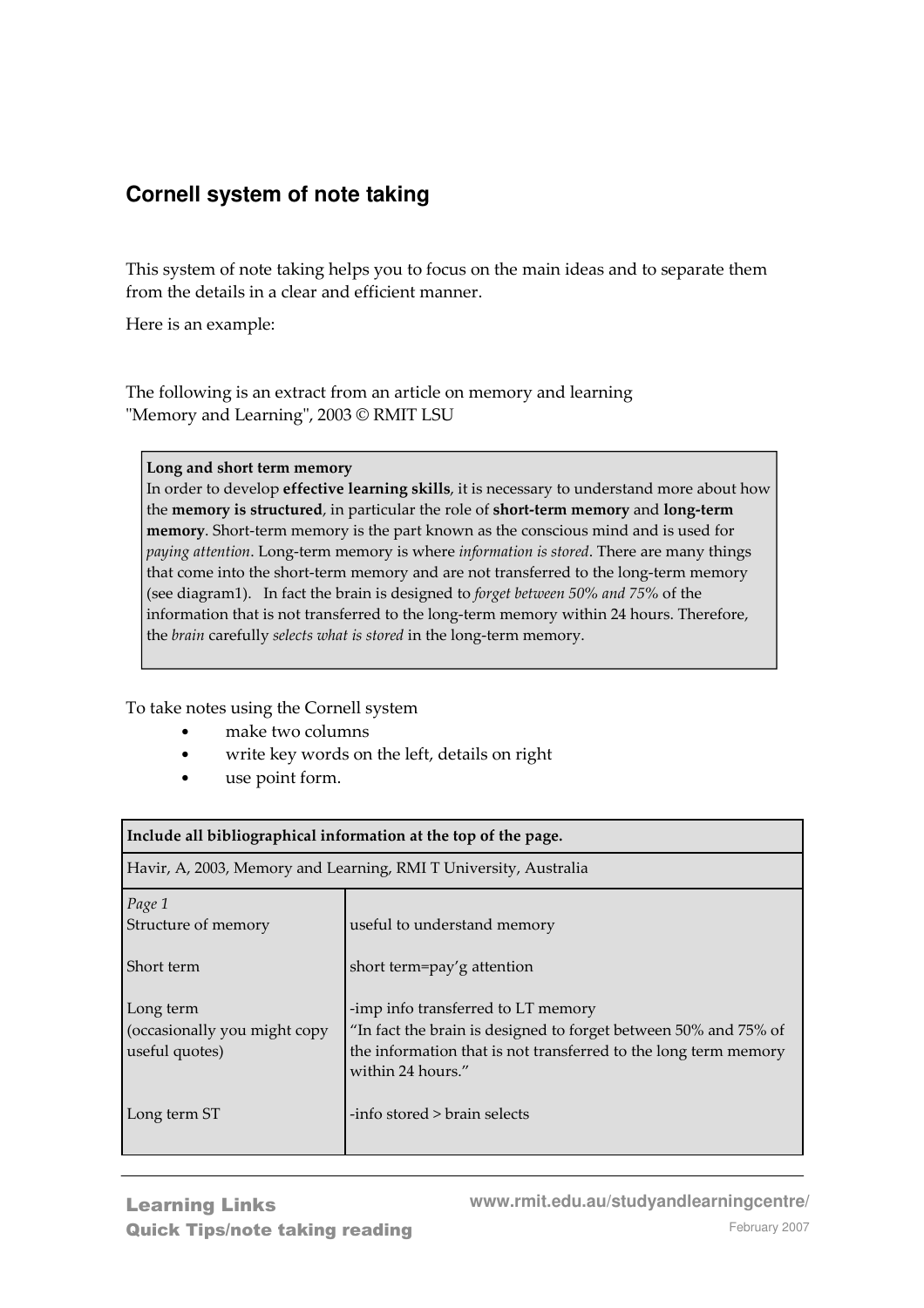## Cornell system of note taking

This system of note taking helps you to focus on the main ideas and to separate them from the details in a clear and efficient manner.

Here is an example:

The following is an extract from an article on memory and learning "Memory and Learning", 2003 © RMIT LSU

> **Long and short term memory**
> In order to develop **effective learning skills**, it is necessary to understand more about how the **memory is structured**, in particular the role of **short-term memory** and **long-term memory**. Short-term memory is the part known as the conscious mind and is used for *paying attention*. Long-term memory is where *information is stored*. There are many things that come into the short-term memory and are not transferred to the long-term memory (see diagram1). In fact the brain is designed to *forget between 50% and 75%* of the information that is not transferred to the long-term memory within 24 hours. Therefore, the *brain* carefully *selects what is stored* in the long-term memory.

To take notes using the Cornell system

- make two columns
- write key words on the left, details on right
- use point form.

| **Include all bibliographical information at the top of the page.** | |
|---|---|
| Havir, A, 2003, Memory and Learning, RMI T University, Australia | |
| *Page 1*<br>Structure of memory | useful to understand memory |
| Short term | short term=pay'g attention |
| Long term<br>(occasionally you might copy useful quotes) | -imp info transferred to LT memory<br>"In fact the brain is designed to forget between 50% and 75% of the information that is not transferred to the long term memory within 24 hours." |
| Long term ST | -info stored > brain selects |

**Learning Links**
**Quick Tips/note taking reading**

www.rmit.edu.au/studyandlearningcentre/

February 2007